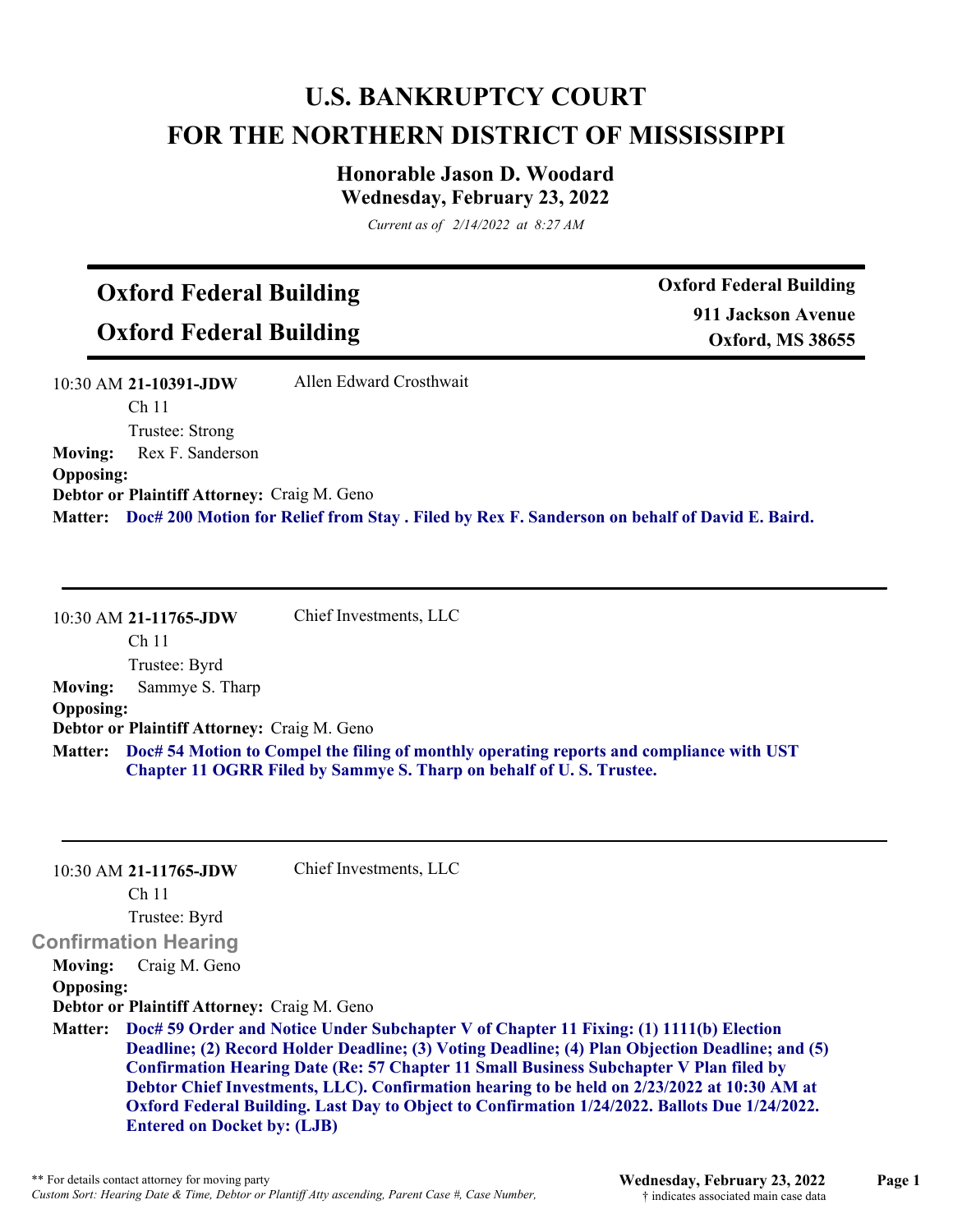# U.S. BANKRUPTCY COURT
# FOR THE NORTHERN DISTRICT OF MISSISSIPPI

### Honorable Jason D. Woodard
### Wednesday, February 23, 2022

*Current as of 2/14/2022 at 8:27 AM*

## Oxford Federal Building
## Oxford Federal Building

**Oxford Federal Building**
**911 Jackson Avenue**
**Oxford, MS 38655**

---

10:30 AM **21-10391-JDW** Allen Edward Crosthwait
Ch 11
Trustee: Strong

**Moving:** Rex F. Sanderson
**Opposing:**
**Debtor or Plaintiff Attorney:** Craig M. Geno
**Matter:** **Doc# 200 Motion for Relief from Stay . Filed by Rex F. Sanderson on behalf of David E. Baird.**

---

10:30 AM **21-11765-JDW** Chief Investments, LLC
Ch 11
Trustee: Byrd

**Moving:** Sammye S. Tharp
**Opposing:**
**Debtor or Plaintiff Attorney:** Craig M. Geno
**Matter:** **Doc# 54 Motion to Compel the filing of monthly operating reports and compliance with UST Chapter 11 OGRR Filed by Sammye S. Tharp on behalf of U. S. Trustee.**

---

10:30 AM **21-11765-JDW** Chief Investments, LLC
Ch 11
Trustee: Byrd

**Confirmation Hearing**

**Moving:** Craig M. Geno
**Opposing:**
**Debtor or Plaintiff Attorney:** Craig M. Geno
**Matter:** **Doc# 59 Order and Notice Under Subchapter V of Chapter 11 Fixing: (1) 1111(b) Election Deadline; (2) Record Holder Deadline; (3) Voting Deadline; (4) Plan Objection Deadline; and (5) Confirmation Hearing Date (Re: 57 Chapter 11 Small Business Subchapter V Plan filed by Debtor Chief Investments, LLC). Confirmation hearing to be held on 2/23/2022 at 10:30 AM at Oxford Federal Building. Last Day to Object to Confirmation 1/24/2022. Ballots Due 1/24/2022. Entered on Docket by: (LJB)**

---

\*\* For details contact attorney for moving party
*Custom Sort: Hearing Date & Time, Debtor or Plantiff Atty ascending, Parent Case #, Case Number,*

† indicates associated main case data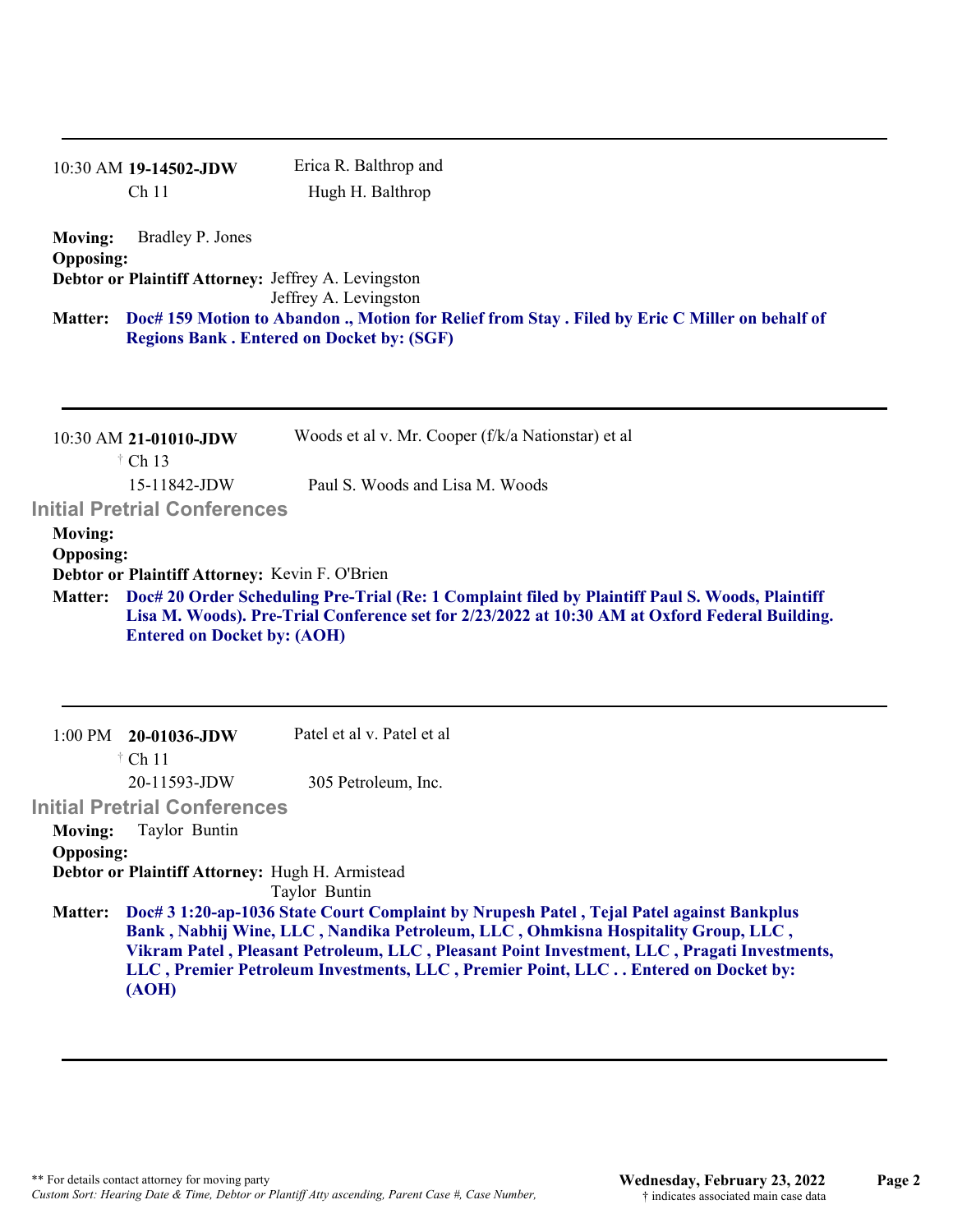---

10:30 AM **19-14502-JDW** Erica R. Balthrop and
Ch 11 Hugh H. Balthrop

**Moving:** Bradley P. Jones
**Opposing:**
**Debtor or Plaintiff Attorney:** Jeffrey A. Levingston
Jeffrey A. Levingston
**Matter:** **Doc# 159 Motion to Abandon ., Motion for Relief from Stay . Filed by Eric C Miller on behalf of Regions Bank . Entered on Docket by: (SGF)**

---

10:30 AM **21-01010-JDW** Woods et al v. Mr. Cooper (f/k/a Nationstar) et al
† Ch 13
15-11842-JDW Paul S. Woods and Lisa M. Woods

## Initial Pretrial Conferences

**Moving:**
**Opposing:**
**Debtor or Plaintiff Attorney:** Kevin F. O'Brien
**Matter:** **Doc# 20 Order Scheduling Pre-Trial (Re: 1 Complaint filed by Plaintiff Paul S. Woods, Plaintiff Lisa M. Woods). Pre-Trial Conference set for 2/23/2022 at 10:30 AM at Oxford Federal Building. Entered on Docket by: (AOH)**

---

1:00 PM **20-01036-JDW** Patel et al v. Patel et al
† Ch 11
20-11593-JDW 305 Petroleum, Inc.

## Initial Pretrial Conferences

**Moving:** Taylor Buntin
**Opposing:**
**Debtor or Plaintiff Attorney:** Hugh H. Armistead
Taylor Buntin
**Matter:** **Doc# 3 1:20-ap-1036 State Court Complaint by Nrupesh Patel , Tejal Patel against Bankplus Bank , Nabhij Wine, LLC , Nandika Petroleum, LLC , Ohmkisna Hospitality Group, LLC , Vikram Patel , Pleasant Petroleum, LLC , Pleasant Point Investment, LLC , Pragati Investments, LLC , Premier Petroleum Investments, LLC , Premier Point, LLC . . Entered on Docket by: (AOH)**

---

** For details contact attorney for moving party
*Custom Sort: Hearing Date & Time, Debtor or Plantiff Atty ascending, Parent Case #, Case Number,*

**Wednesday, February 23, 2022**
† indicates associated main case data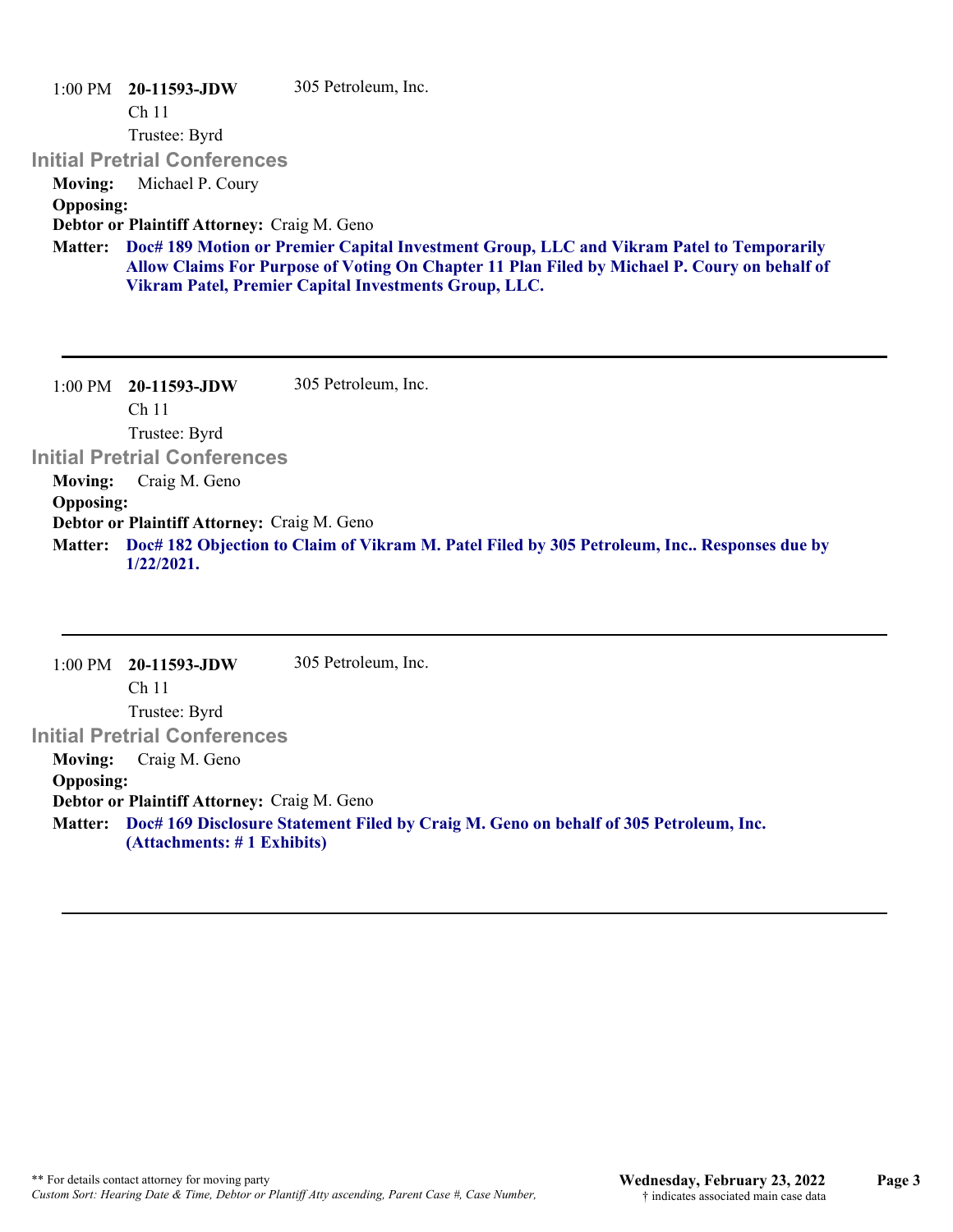1:00 PM **20-11593-JDW** 305 Petroleum, Inc.
Ch 11
Trustee: Byrd

### Initial Pretrial Conferences

**Moving:** Michael P. Coury
**Opposing:**
**Debtor or Plaintiff Attorney:** Craig M. Geno
**Matter:** **Doc# 189 Motion or Premier Capital Investment Group, LLC and Vikram Patel to Temporarily Allow Claims For Purpose of Voting On Chapter 11 Plan Filed by Michael P. Coury on behalf of Vikram Patel, Premier Capital Investments Group, LLC.**

---

1:00 PM **20-11593-JDW** 305 Petroleum, Inc.
Ch 11
Trustee: Byrd

### Initial Pretrial Conferences

**Moving:** Craig M. Geno
**Opposing:**
**Debtor or Plaintiff Attorney:** Craig M. Geno
**Matter:** **Doc# 182 Objection to Claim of Vikram M. Patel Filed by 305 Petroleum, Inc.. Responses due by 1/22/2021.**

---

1:00 PM **20-11593-JDW** 305 Petroleum, Inc.
Ch 11
Trustee: Byrd

### Initial Pretrial Conferences

**Moving:** Craig M. Geno
**Opposing:**
**Debtor or Plaintiff Attorney:** Craig M. Geno
**Matter:** **Doc# 169 Disclosure Statement Filed by Craig M. Geno on behalf of 305 Petroleum, Inc. (Attachments: # 1 Exhibits)**

---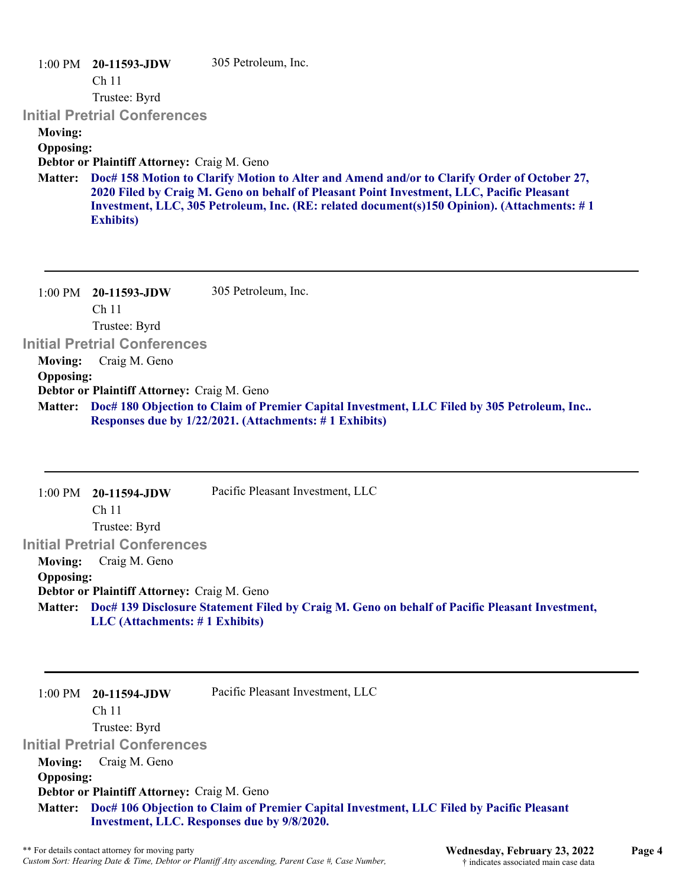1:00 PM **20-11593-JDW** 305 Petroleum, Inc.
Ch 11
Trustee: Byrd

### Initial Pretrial Conferences

**Moving:**
**Opposing:**
**Debtor or Plaintiff Attorney:** Craig M. Geno
**Matter:** **Doc# 158 Motion to Clarify Motion to Alter and Amend and/or to Clarify Order of October 27, 2020 Filed by Craig M. Geno on behalf of Pleasant Point Investment, LLC, Pacific Pleasant Investment, LLC, 305 Petroleum, Inc. (RE: related document(s)150 Opinion). (Attachments: # 1 Exhibits)**

---

1:00 PM **20-11593-JDW** 305 Petroleum, Inc.
Ch 11
Trustee: Byrd

### Initial Pretrial Conferences

**Moving:** Craig M. Geno
**Opposing:**
**Debtor or Plaintiff Attorney:** Craig M. Geno
**Matter:** **Doc# 180 Objection to Claim of Premier Capital Investment, LLC Filed by 305 Petroleum, Inc.. Responses due by 1/22/2021. (Attachments: # 1 Exhibits)**

---

1:00 PM **20-11594-JDW** Pacific Pleasant Investment, LLC
Ch 11
Trustee: Byrd

### Initial Pretrial Conferences

**Moving:** Craig M. Geno
**Opposing:**
**Debtor or Plaintiff Attorney:** Craig M. Geno
**Matter:** **Doc# 139 Disclosure Statement Filed by Craig M. Geno on behalf of Pacific Pleasant Investment, LLC (Attachments: # 1 Exhibits)**

---

1:00 PM **20-11594-JDW** Pacific Pleasant Investment, LLC
Ch 11
Trustee: Byrd

### Initial Pretrial Conferences

**Moving:** Craig M. Geno
**Opposing:**
**Debtor or Plaintiff Attorney:** Craig M. Geno
**Matter:** **Doc# 106 Objection to Claim of Premier Capital Investment, LLC Filed by Pacific Pleasant Investment, LLC. Responses due by 9/8/2020.**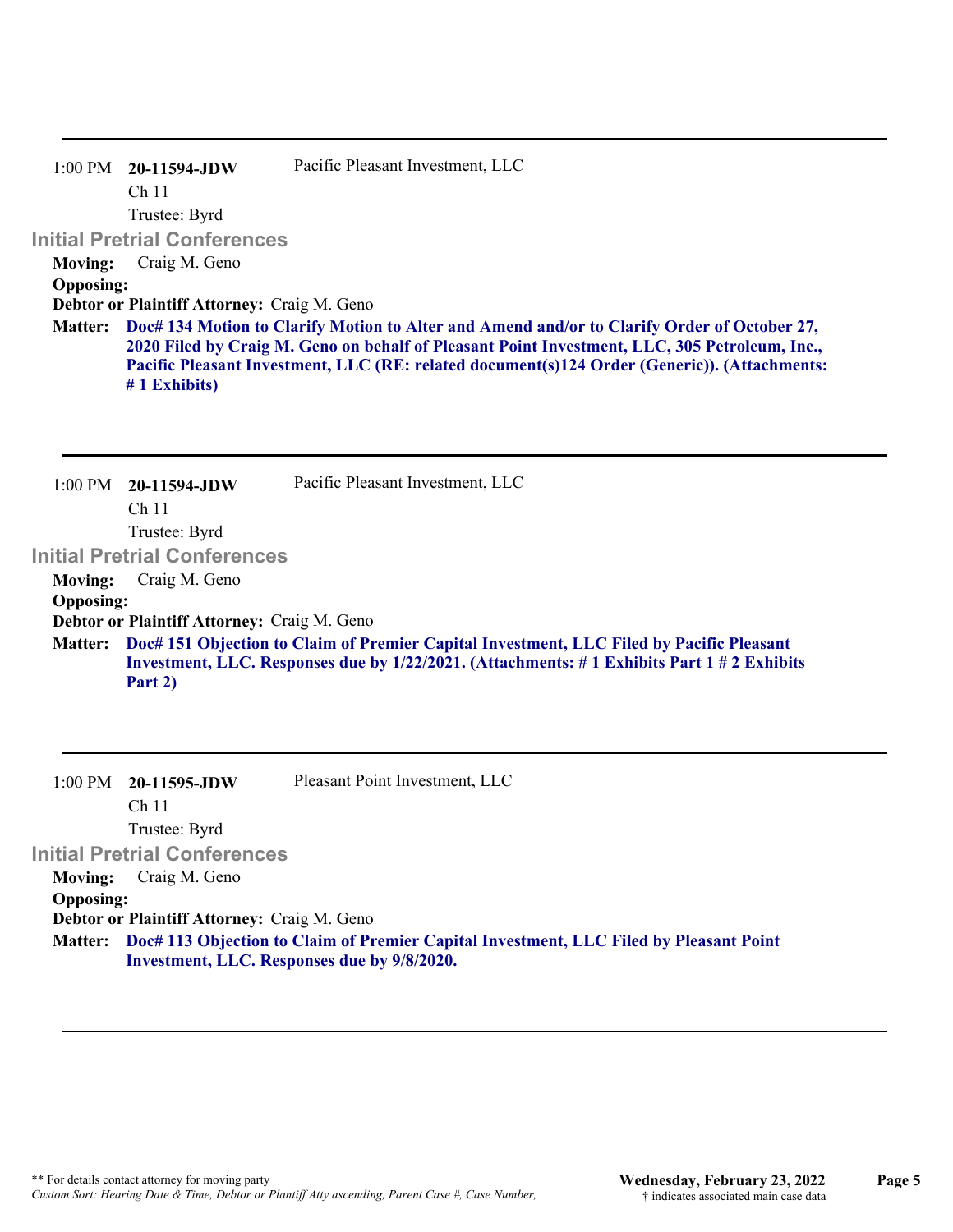---

1:00 PM **20-11594-JDW** Pacific Pleasant Investment, LLC
Ch 11
Trustee: Byrd

### Initial Pretrial Conferences

**Moving:** Craig M. Geno
**Opposing:**
**Debtor or Plaintiff Attorney:** Craig M. Geno
**Matter:** **Doc# 134 Motion to Clarify Motion to Alter and Amend and/or to Clarify Order of October 27, 2020 Filed by Craig M. Geno on behalf of Pleasant Point Investment, LLC, 305 Petroleum, Inc., Pacific Pleasant Investment, LLC (RE: related document(s)124 Order (Generic)). (Attachments: # 1 Exhibits)**

---

1:00 PM **20-11594-JDW** Pacific Pleasant Investment, LLC
Ch 11
Trustee: Byrd

### Initial Pretrial Conferences

**Moving:** Craig M. Geno
**Opposing:**
**Debtor or Plaintiff Attorney:** Craig M. Geno
**Matter:** **Doc# 151 Objection to Claim of Premier Capital Investment, LLC Filed by Pacific Pleasant Investment, LLC. Responses due by 1/22/2021. (Attachments: # 1 Exhibits Part 1 # 2 Exhibits Part 2)**

---

1:00 PM **20-11595-JDW** Pleasant Point Investment, LLC
Ch 11
Trustee: Byrd

### Initial Pretrial Conferences

**Moving:** Craig M. Geno
**Opposing:**
**Debtor or Plaintiff Attorney:** Craig M. Geno
**Matter:** **Doc# 113 Objection to Claim of Premier Capital Investment, LLC Filed by Pleasant Point Investment, LLC. Responses due by 9/8/2020.**

---

** For details contact attorney for moving party
*Custom Sort: Hearing Date & Time, Debtor or Plantiff Atty ascending, Parent Case #, Case Number,*

**Wednesday, February 23, 2022**
† indicates associated main case data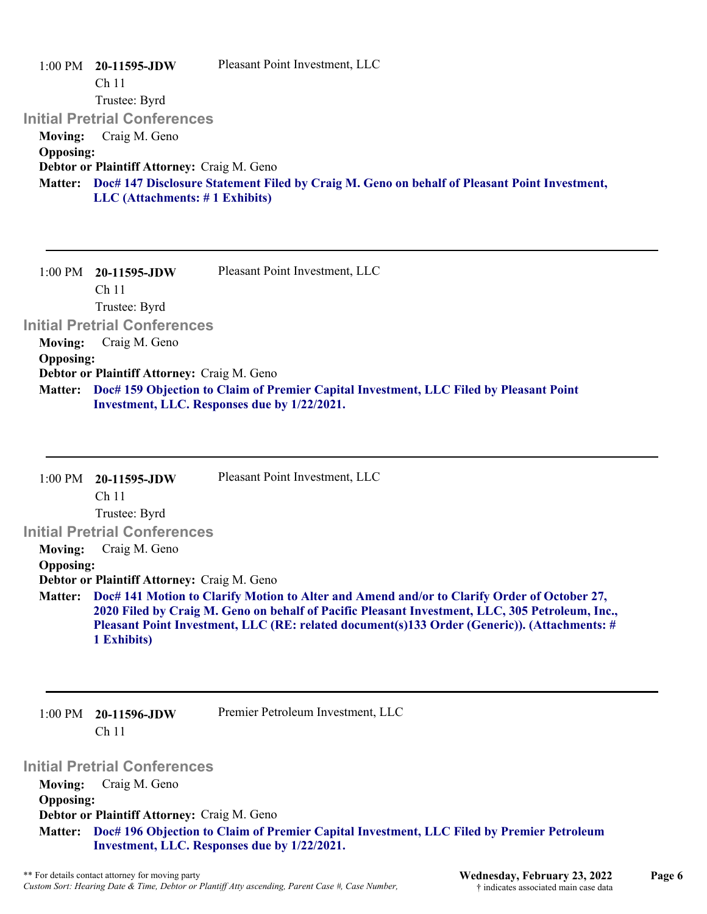1:00 PM **20-11595-JDW** Pleasant Point Investment, LLC
Ch 11
Trustee: Byrd

### Initial Pretrial Conferences

**Moving:** Craig M. Geno
**Opposing:**
**Debtor or Plaintiff Attorney:** Craig M. Geno
**Matter:** **Doc# 147 Disclosure Statement Filed by Craig M. Geno on behalf of Pleasant Point Investment, LLC (Attachments: # 1 Exhibits)**

---

1:00 PM **20-11595-JDW** Pleasant Point Investment, LLC
Ch 11
Trustee: Byrd

### Initial Pretrial Conferences

**Moving:** Craig M. Geno
**Opposing:**
**Debtor or Plaintiff Attorney:** Craig M. Geno
**Matter:** **Doc# 159 Objection to Claim of Premier Capital Investment, LLC Filed by Pleasant Point Investment, LLC. Responses due by 1/22/2021.**

---

1:00 PM **20-11595-JDW** Pleasant Point Investment, LLC
Ch 11
Trustee: Byrd

### Initial Pretrial Conferences

**Moving:** Craig M. Geno
**Opposing:**
**Debtor or Plaintiff Attorney:** Craig M. Geno
**Matter:** **Doc# 141 Motion to Clarify Motion to Alter and Amend and/or to Clarify Order of October 27, 2020 Filed by Craig M. Geno on behalf of Pacific Pleasant Investment, LLC, 305 Petroleum, Inc., Pleasant Point Investment, LLC (RE: related document(s)133 Order (Generic)). (Attachments: # 1 Exhibits)**

---

1:00 PM **20-11596-JDW** Premier Petroleum Investment, LLC
Ch 11

### Initial Pretrial Conferences

**Moving:** Craig M. Geno
**Opposing:**
**Debtor or Plaintiff Attorney:** Craig M. Geno
**Matter:** **Doc# 196 Objection to Claim of Premier Capital Investment, LLC Filed by Premier Petroleum Investment, LLC. Responses due by 1/22/2021.**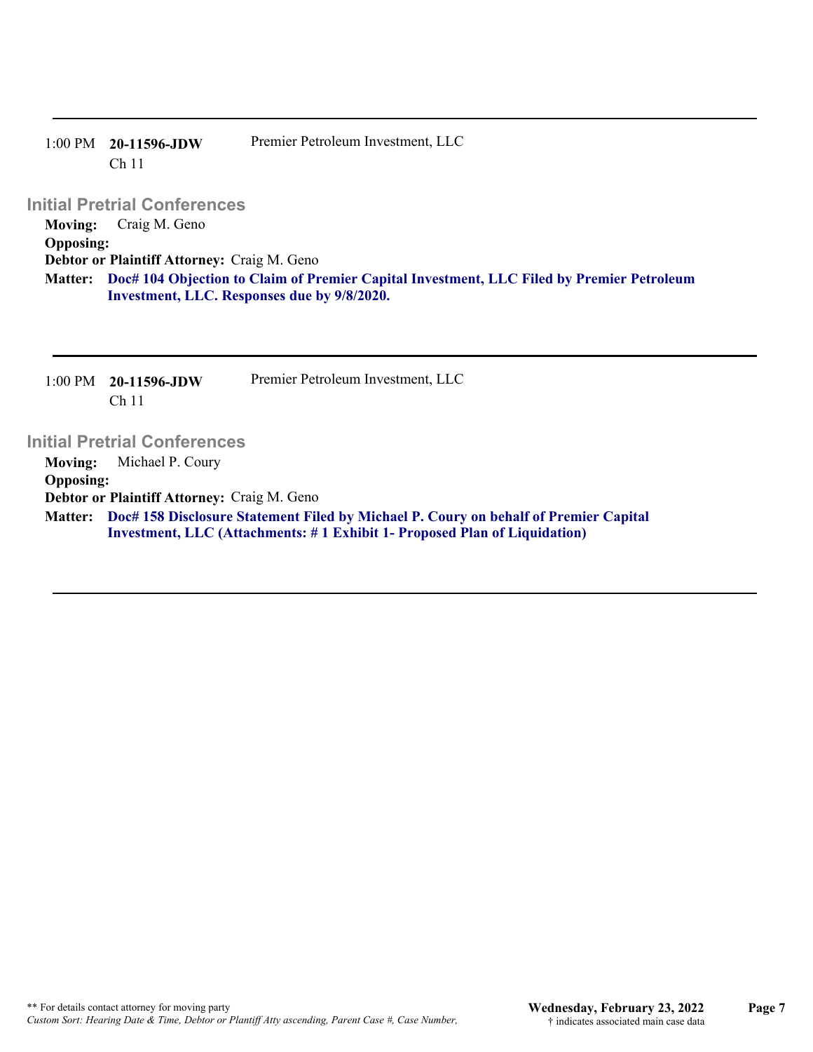---

1:00 PM **20-11596-JDW** Ch 11 — Premier Petroleum Investment, LLC

### Initial Pretrial Conferences

**Moving:** Craig M. Geno
**Opposing:**
**Debtor or Plaintiff Attorney:** Craig M. Geno
**Matter:** **Doc# 104 Objection to Claim of Premier Capital Investment, LLC Filed by Premier Petroleum Investment, LLC. Responses due by 9/8/2020.**

---

1:00 PM **20-11596-JDW** Ch 11 — Premier Petroleum Investment, LLC

### Initial Pretrial Conferences

**Moving:** Michael P. Coury
**Opposing:**
**Debtor or Plaintiff Attorney:** Craig M. Geno
**Matter:** **Doc# 158 Disclosure Statement Filed by Michael P. Coury on behalf of Premier Capital Investment, LLC (Attachments: # 1 Exhibit 1- Proposed Plan of Liquidation)**

---

** For details contact attorney for moving party
*Custom Sort: Hearing Date & Time, Debtor or Plantiff Atty ascending, Parent Case #, Case Number,*

**Wednesday, February 23, 2022**
† indicates associated main case data